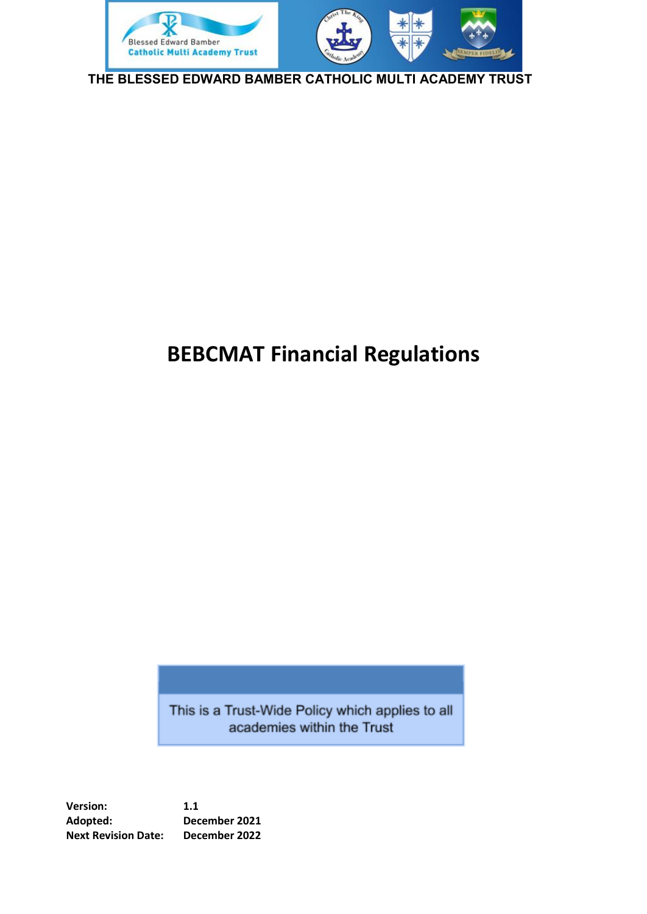THE BLESSED EDWARD BAMBER CATHOLIC MULTI ACADEMY TRUST

# BEBCMAT Financial Regulations

This is a Trust-Wide Policy which applies to all academies within the Trust

**Version:** 1.1
**Adopted:** December 2021
**Next Revision Date:** December 2022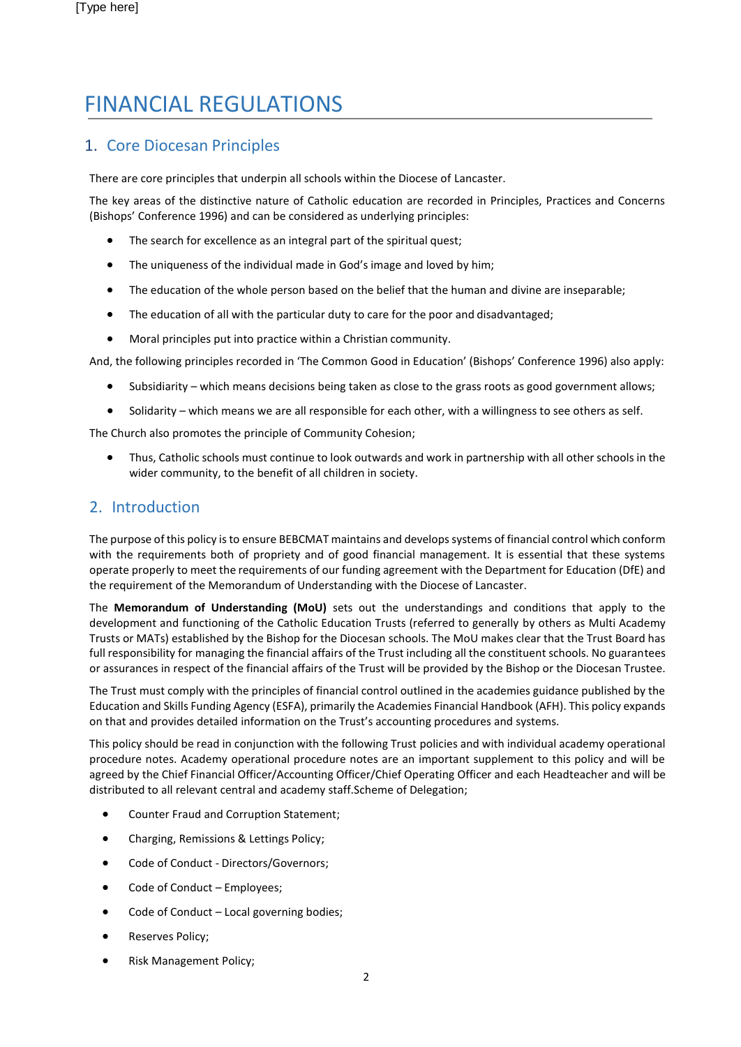# FINANCIAL REGULATIONS

## 1. Core Diocesan Principles

There are core principles that underpin all schools within the Diocese of Lancaster.

The key areas of the distinctive nature of Catholic education are recorded in Principles, Practices and Concerns (Bishops' Conference 1996) and can be considered as underlying principles:

- The search for excellence as an integral part of the spiritual quest;
- The uniqueness of the individual made in God's image and loved by him;
- The education of the whole person based on the belief that the human and divine are inseparable;
- The education of all with the particular duty to care for the poor and disadvantaged;
- Moral principles put into practice within a Christian community.

And, the following principles recorded in 'The Common Good in Education' (Bishops' Conference 1996) also apply:

- Subsidiarity – which means decisions being taken as close to the grass roots as good government allows;
- Solidarity – which means we are all responsible for each other, with a willingness to see others as self.

The Church also promotes the principle of Community Cohesion;

- Thus, Catholic schools must continue to look outwards and work in partnership with all other schools in the wider community, to the benefit of all children in society.

## 2. Introduction

The purpose of this policy is to ensure BEBCMAT maintains and develops systems of financial control which conform with the requirements both of propriety and of good financial management. It is essential that these systems operate properly to meet the requirements of our funding agreement with the Department for Education (DfE) and the requirement of the Memorandum of Understanding with the Diocese of Lancaster.

The **Memorandum of Understanding (MoU)** sets out the understandings and conditions that apply to the development and functioning of the Catholic Education Trusts (referred to generally by others as Multi Academy Trusts or MATs) established by the Bishop for the Diocesan schools. The MoU makes clear that the Trust Board has full responsibility for managing the financial affairs of the Trust including all the constituent schools. No guarantees or assurances in respect of the financial affairs of the Trust will be provided by the Bishop or the Diocesan Trustee.

The Trust must comply with the principles of financial control outlined in the academies guidance published by the Education and Skills Funding Agency (ESFA), primarily the Academies Financial Handbook (AFH). This policy expands on that and provides detailed information on the Trust's accounting procedures and systems.

This policy should be read in conjunction with the following Trust policies and with individual academy operational procedure notes. Academy operational procedure notes are an important supplement to this policy and will be agreed by the Chief Financial Officer/Accounting Officer/Chief Operating Officer and each Headteacher and will be distributed to all relevant central and academy staff.Scheme of Delegation;

- Counter Fraud and Corruption Statement;
- Charging, Remissions & Lettings Policy;
- Code of Conduct - Directors/Governors;
- Code of Conduct – Employees;
- Code of Conduct – Local governing bodies;
- Reserves Policy;
- Risk Management Policy;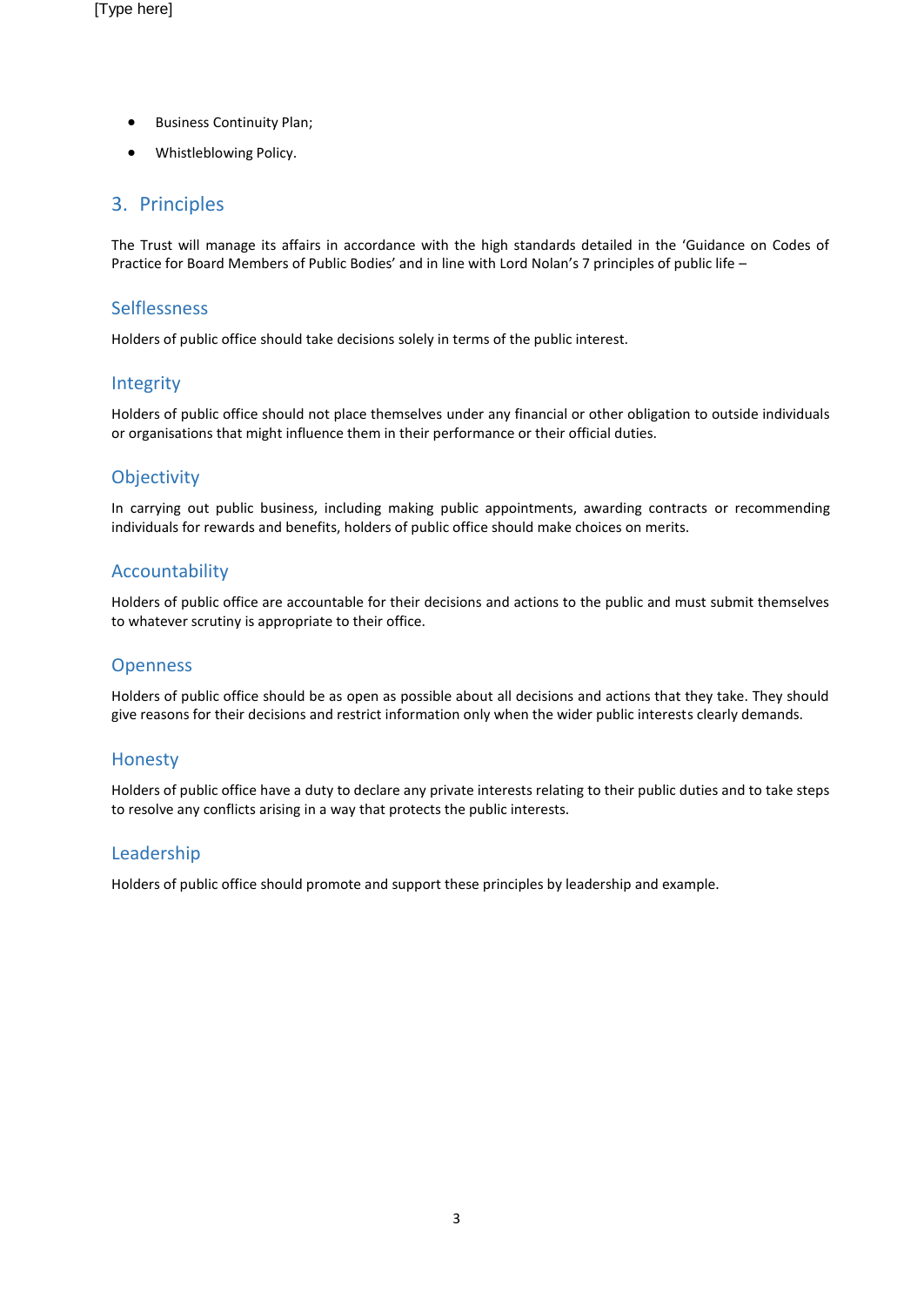- Business Continuity Plan;
- Whistleblowing Policy.

## 3. Principles

The Trust will manage its affairs in accordance with the high standards detailed in the 'Guidance on Codes of Practice for Board Members of Public Bodies' and in line with Lord Nolan's 7 principles of public life –

### Selflessness

Holders of public office should take decisions solely in terms of the public interest.

### Integrity

Holders of public office should not place themselves under any financial or other obligation to outside individuals or organisations that might influence them in their performance or their official duties.

### Objectivity

In carrying out public business, including making public appointments, awarding contracts or recommending individuals for rewards and benefits, holders of public office should make choices on merits.

### Accountability

Holders of public office are accountable for their decisions and actions to the public and must submit themselves to whatever scrutiny is appropriate to their office.

### Openness

Holders of public office should be as open as possible about all decisions and actions that they take. They should give reasons for their decisions and restrict information only when the wider public interests clearly demands.

### Honesty

Holders of public office have a duty to declare any private interests relating to their public duties and to take steps to resolve any conflicts arising in a way that protects the public interests.

### Leadership

Holders of public office should promote and support these principles by leadership and example.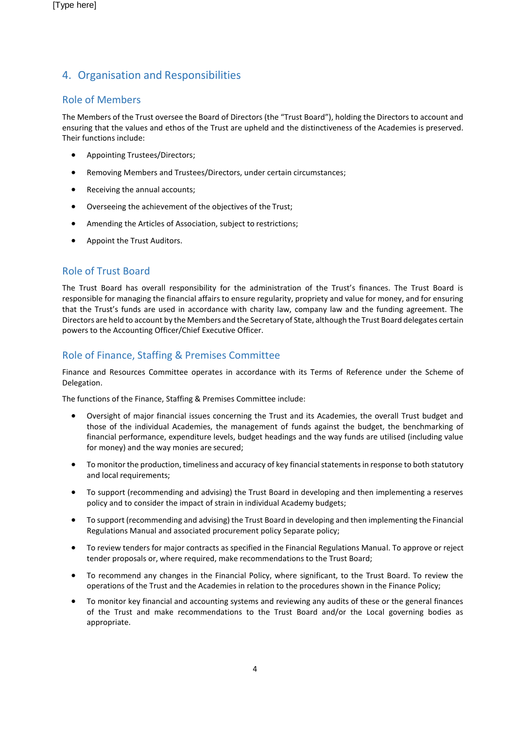## 4. Organisation and Responsibilities

### Role of Members

The Members of the Trust oversee the Board of Directors (the "Trust Board"), holding the Directors to account and ensuring that the values and ethos of the Trust are upheld and the distinctiveness of the Academies is preserved. Their functions include:

- Appointing Trustees/Directors;
- Removing Members and Trustees/Directors, under certain circumstances;
- Receiving the annual accounts;
- Overseeing the achievement of the objectives of the Trust;
- Amending the Articles of Association, subject to restrictions;
- Appoint the Trust Auditors.

### Role of Trust Board

The Trust Board has overall responsibility for the administration of the Trust's finances. The Trust Board is responsible for managing the financial affairs to ensure regularity, propriety and value for money, and for ensuring that the Trust's funds are used in accordance with charity law, company law and the funding agreement. The Directors are held to account by the Members and the Secretary of State, although the Trust Board delegates certain powers to the Accounting Officer/Chief Executive Officer.

### Role of Finance, Staffing & Premises Committee

Finance and Resources Committee operates in accordance with its Terms of Reference under the Scheme of Delegation.

The functions of the Finance, Staffing & Premises Committee include:

- Oversight of major financial issues concerning the Trust and its Academies, the overall Trust budget and those of the individual Academies, the management of funds against the budget, the benchmarking of financial performance, expenditure levels, budget headings and the way funds are utilised (including value for money) and the way monies are secured;
- To monitor the production, timeliness and accuracy of key financial statements in response to both statutory and local requirements;
- To support (recommending and advising) the Trust Board in developing and then implementing a reserves policy and to consider the impact of strain in individual Academy budgets;
- To support (recommending and advising) the Trust Board in developing and then implementing the Financial Regulations Manual and associated procurement policy Separate policy;
- To review tenders for major contracts as specified in the Financial Regulations Manual. To approve or reject tender proposals or, where required, make recommendations to the Trust Board;
- To recommend any changes in the Financial Policy, where significant, to the Trust Board. To review the operations of the Trust and the Academies in relation to the procedures shown in the Finance Policy;
- To monitor key financial and accounting systems and reviewing any audits of these or the general finances of the Trust and make recommendations to the Trust Board and/or the Local governing bodies as appropriate.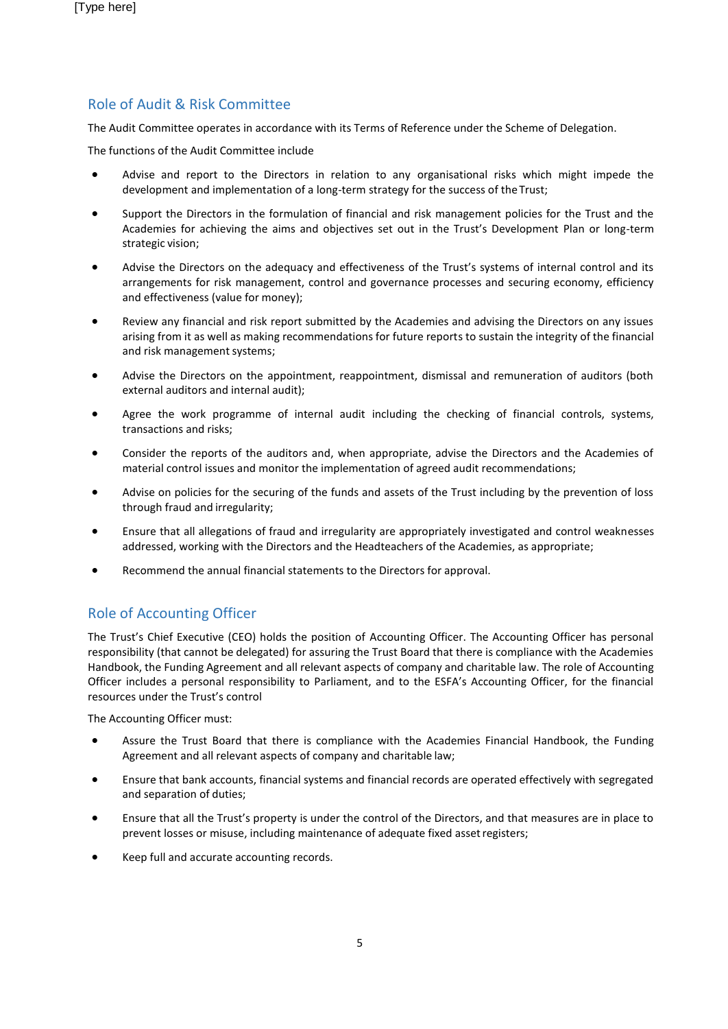## Role of Audit & Risk Committee

The Audit Committee operates in accordance with its Terms of Reference under the Scheme of Delegation.

The functions of the Audit Committee include

- Advise and report to the Directors in relation to any organisational risks which might impede the development and implementation of a long-term strategy for the success of the Trust;
- Support the Directors in the formulation of financial and risk management policies for the Trust and the Academies for achieving the aims and objectives set out in the Trust's Development Plan or long-term strategic vision;
- Advise the Directors on the adequacy and effectiveness of the Trust's systems of internal control and its arrangements for risk management, control and governance processes and securing economy, efficiency and effectiveness (value for money);
- Review any financial and risk report submitted by the Academies and advising the Directors on any issues arising from it as well as making recommendations for future reports to sustain the integrity of the financial and risk management systems;
- Advise the Directors on the appointment, reappointment, dismissal and remuneration of auditors (both external auditors and internal audit);
- Agree the work programme of internal audit including the checking of financial controls, systems, transactions and risks;
- Consider the reports of the auditors and, when appropriate, advise the Directors and the Academies of material control issues and monitor the implementation of agreed audit recommendations;
- Advise on policies for the securing of the funds and assets of the Trust including by the prevention of loss through fraud and irregularity;
- Ensure that all allegations of fraud and irregularity are appropriately investigated and control weaknesses addressed, working with the Directors and the Headteachers of the Academies, as appropriate;
- Recommend the annual financial statements to the Directors for approval.

## Role of Accounting Officer

The Trust's Chief Executive (CEO) holds the position of Accounting Officer. The Accounting Officer has personal responsibility (that cannot be delegated) for assuring the Trust Board that there is compliance with the Academies Handbook, the Funding Agreement and all relevant aspects of company and charitable law. The role of Accounting Officer includes a personal responsibility to Parliament, and to the ESFA's Accounting Officer, for the financial resources under the Trust's control

The Accounting Officer must:

- Assure the Trust Board that there is compliance with the Academies Financial Handbook, the Funding Agreement and all relevant aspects of company and charitable law;
- Ensure that bank accounts, financial systems and financial records are operated effectively with segregated and separation of duties;
- Ensure that all the Trust's property is under the control of the Directors, and that measures are in place to prevent losses or misuse, including maintenance of adequate fixed asset registers;
- Keep full and accurate accounting records.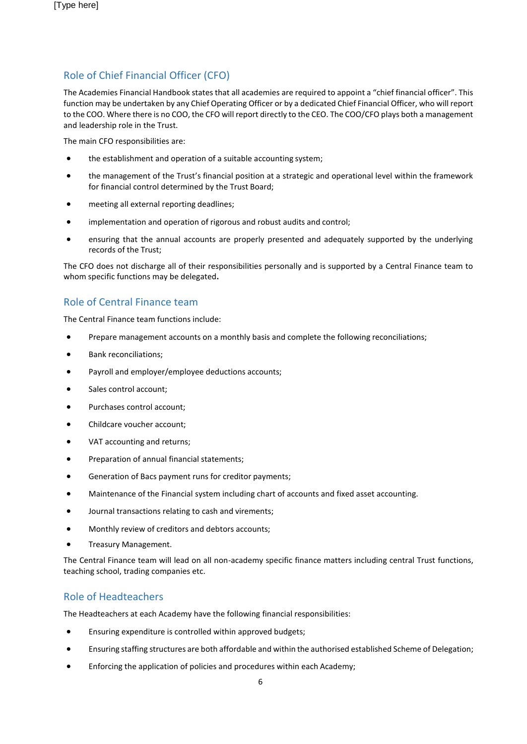## Role of Chief Financial Officer (CFO)

The Academies Financial Handbook states that all academies are required to appoint a "chief financial officer". This function may be undertaken by any Chief Operating Officer or by a dedicated Chief Financial Officer, who will report to the COO. Where there is no COO, the CFO will report directly to the CEO. The COO/CFO plays both a management and leadership role in the Trust.

The main CFO responsibilities are:

- the establishment and operation of a suitable accounting system;
- the management of the Trust's financial position at a strategic and operational level within the framework for financial control determined by the Trust Board;
- meeting all external reporting deadlines;
- implementation and operation of rigorous and robust audits and control;
- ensuring that the annual accounts are properly presented and adequately supported by the underlying records of the Trust;

The CFO does not discharge all of their responsibilities personally and is supported by a Central Finance team to whom specific functions may be delegated**.**

## Role of Central Finance team

The Central Finance team functions include:

- Prepare management accounts on a monthly basis and complete the following reconciliations;
- Bank reconciliations;
- Payroll and employer/employee deductions accounts;
- Sales control account;
- Purchases control account;
- Childcare voucher account;
- VAT accounting and returns;
- Preparation of annual financial statements;
- Generation of Bacs payment runs for creditor payments;
- Maintenance of the Financial system including chart of accounts and fixed asset accounting.
- Journal transactions relating to cash and virements;
- Monthly review of creditors and debtors accounts;
- Treasury Management.

The Central Finance team will lead on all non-academy specific finance matters including central Trust functions, teaching school, trading companies etc.

## Role of Headteachers

The Headteachers at each Academy have the following financial responsibilities:

- Ensuring expenditure is controlled within approved budgets;
- Ensuring staffing structures are both affordable and within the authorised established Scheme of Delegation;
- Enforcing the application of policies and procedures within each Academy;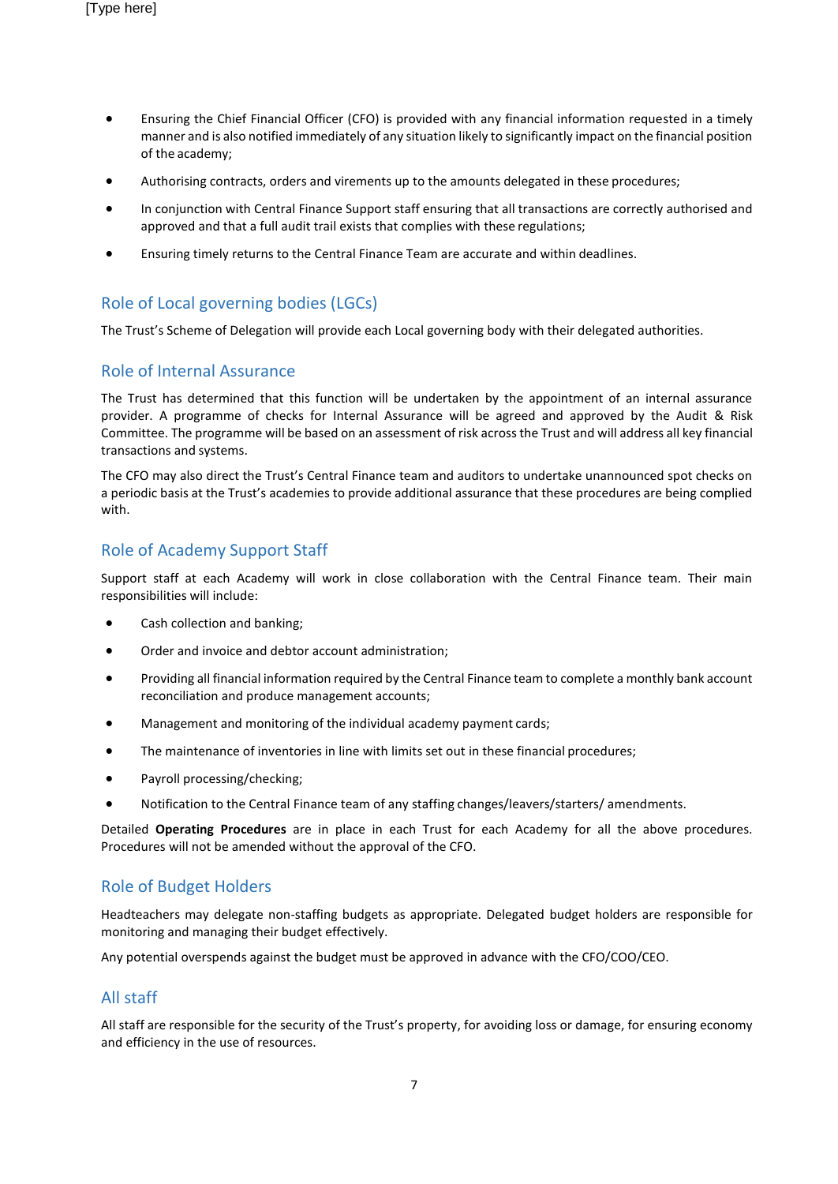- Ensuring the Chief Financial Officer (CFO) is provided with any financial information requested in a timely manner and is also notified immediately of any situation likely to significantly impact on the financial position of the academy;
- Authorising contracts, orders and virements up to the amounts delegated in these procedures;
- In conjunction with Central Finance Support staff ensuring that all transactions are correctly authorised and approved and that a full audit trail exists that complies with these regulations;
- Ensuring timely returns to the Central Finance Team are accurate and within deadlines.

## Role of Local governing bodies (LGCs)

The Trust's Scheme of Delegation will provide each Local governing body with their delegated authorities.

## Role of Internal Assurance

The Trust has determined that this function will be undertaken by the appointment of an internal assurance provider. A programme of checks for Internal Assurance will be agreed and approved by the Audit & Risk Committee. The programme will be based on an assessment of risk across the Trust and will address all key financial transactions and systems.

The CFO may also direct the Trust's Central Finance team and auditors to undertake unannounced spot checks on a periodic basis at the Trust's academies to provide additional assurance that these procedures are being complied with.

## Role of Academy Support Staff

Support staff at each Academy will work in close collaboration with the Central Finance team. Their main responsibilities will include:

- Cash collection and banking;
- Order and invoice and debtor account administration;
- Providing all financial information required by the Central Finance team to complete a monthly bank account reconciliation and produce management accounts;
- Management and monitoring of the individual academy payment cards;
- The maintenance of inventories in line with limits set out in these financial procedures;
- Payroll processing/checking;
- Notification to the Central Finance team of any staffing changes/leavers/starters/ amendments.

Detailed **Operating Procedures** are in place in each Trust for each Academy for all the above procedures. Procedures will not be amended without the approval of the CFO.

## Role of Budget Holders

Headteachers may delegate non-staffing budgets as appropriate. Delegated budget holders are responsible for monitoring and managing their budget effectively.

Any potential overspends against the budget must be approved in advance with the CFO/COO/CEO.

## All staff

All staff are responsible for the security of the Trust's property, for avoiding loss or damage, for ensuring economy and efficiency in the use of resources.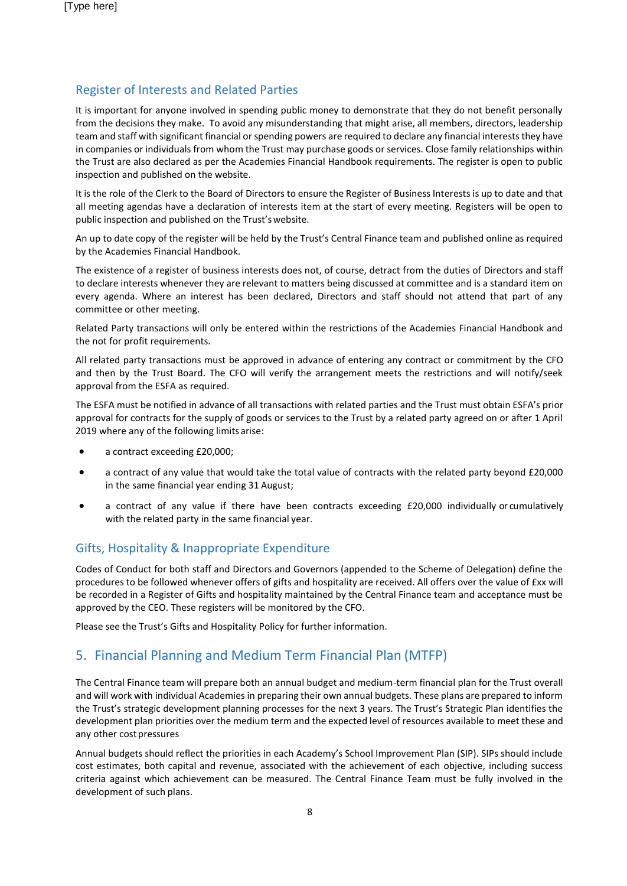## Register of Interests and Related Parties

It is important for anyone involved in spending public money to demonstrate that they do not benefit personally from the decisions they make. To avoid any misunderstanding that might arise, all members, directors, leadership team and staff with significant financial or spending powers are required to declare any financial interests they have in companies or individuals from whom the Trust may purchase goods or services. Close family relationships within the Trust are also declared as per the Academies Financial Handbook requirements. The register is open to public inspection and published on the website.

It is the role of the Clerk to the Board of Directors to ensure the Register of Business Interests is up to date and that all meeting agendas have a declaration of interests item at the start of every meeting. Registers will be open to public inspection and published on the Trust's website.

An up to date copy of the register will be held by the Trust's Central Finance team and published online as required by the Academies Financial Handbook.

The existence of a register of business interests does not, of course, detract from the duties of Directors and staff to declare interests whenever they are relevant to matters being discussed at committee and is a standard item on every agenda. Where an interest has been declared, Directors and staff should not attend that part of any committee or other meeting.

Related Party transactions will only be entered within the restrictions of the Academies Financial Handbook and the not for profit requirements.

All related party transactions must be approved in advance of entering any contract or commitment by the CFO and then by the Trust Board. The CFO will verify the arrangement meets the restrictions and will notify/seek approval from the ESFA as required.

The ESFA must be notified in advance of all transactions with related parties and the Trust must obtain ESFA's prior approval for contracts for the supply of goods or services to the Trust by a related party agreed on or after 1 April 2019 where any of the following limits arise:

- a contract exceeding £20,000;
- a contract of any value that would take the total value of contracts with the related party beyond £20,000 in the same financial year ending 31 August;
- a contract of any value if there have been contracts exceeding £20,000 individually or cumulatively with the related party in the same financial year.

## Gifts, Hospitality & Inappropriate Expenditure

Codes of Conduct for both staff and Directors and Governors (appended to the Scheme of Delegation) define the procedures to be followed whenever offers of gifts and hospitality are received. All offers over the value of £xx will be recorded in a Register of Gifts and hospitality maintained by the Central Finance team and acceptance must be approved by the CEO. These registers will be monitored by the CFO.

Please see the Trust's Gifts and Hospitality Policy for further information.

# 5. Financial Planning and Medium Term Financial Plan (MTFP)

The Central Finance team will prepare both an annual budget and medium-term financial plan for the Trust overall and will work with individual Academies in preparing their own annual budgets. These plans are prepared to inform the Trust's strategic development planning processes for the next 3 years. The Trust's Strategic Plan identifies the development plan priorities over the medium term and the expected level of resources available to meet these and any other cost pressures

Annual budgets should reflect the priorities in each Academy's School Improvement Plan (SIP). SIPs should include cost estimates, both capital and revenue, associated with the achievement of each objective, including success criteria against which achievement can be measured. The Central Finance Team must be fully involved in the development of such plans.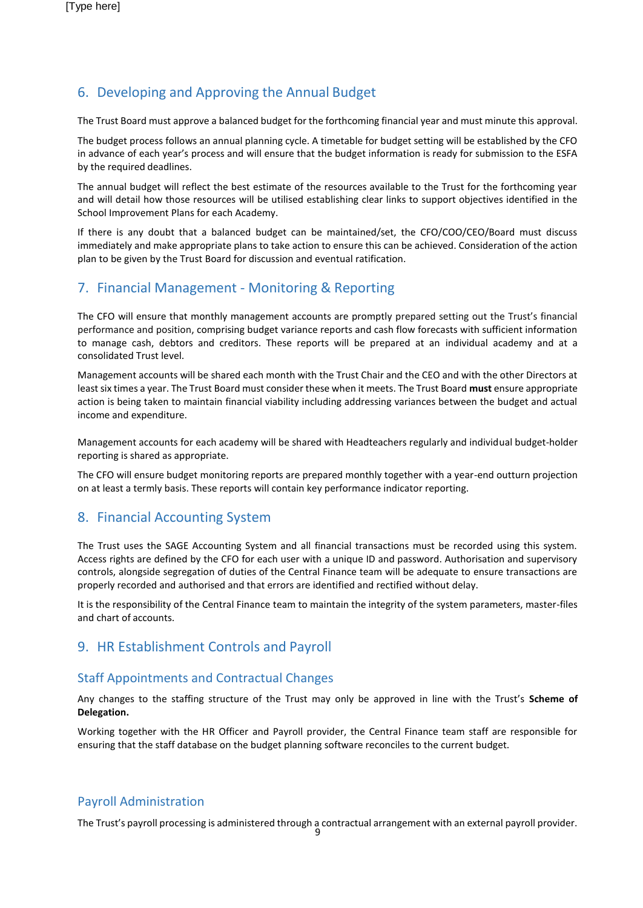## 6. Developing and Approving the Annual Budget

The Trust Board must approve a balanced budget for the forthcoming financial year and must minute this approval.

The budget process follows an annual planning cycle. A timetable for budget setting will be established by the CFO in advance of each year's process and will ensure that the budget information is ready for submission to the ESFA by the required deadlines.

The annual budget will reflect the best estimate of the resources available to the Trust for the forthcoming year and will detail how those resources will be utilised establishing clear links to support objectives identified in the School Improvement Plans for each Academy.

If there is any doubt that a balanced budget can be maintained/set, the CFO/COO/CEO/Board must discuss immediately and make appropriate plans to take action to ensure this can be achieved. Consideration of the action plan to be given by the Trust Board for discussion and eventual ratification.

## 7. Financial Management - Monitoring & Reporting

The CFO will ensure that monthly management accounts are promptly prepared setting out the Trust's financial performance and position, comprising budget variance reports and cash flow forecasts with sufficient information to manage cash, debtors and creditors. These reports will be prepared at an individual academy and at a consolidated Trust level.

Management accounts will be shared each month with the Trust Chair and the CEO and with the other Directors at least six times a year. The Trust Board must consider these when it meets. The Trust Board **must** ensure appropriate action is being taken to maintain financial viability including addressing variances between the budget and actual income and expenditure.

Management accounts for each academy will be shared with Headteachers regularly and individual budget-holder reporting is shared as appropriate.

The CFO will ensure budget monitoring reports are prepared monthly together with a year-end outturn projection on at least a termly basis. These reports will contain key performance indicator reporting.

## 8. Financial Accounting System

The Trust uses the SAGE Accounting System and all financial transactions must be recorded using this system. Access rights are defined by the CFO for each user with a unique ID and password. Authorisation and supervisory controls, alongside segregation of duties of the Central Finance team will be adequate to ensure transactions are properly recorded and authorised and that errors are identified and rectified without delay.

It is the responsibility of the Central Finance team to maintain the integrity of the system parameters, master-files and chart of accounts.

## 9. HR Establishment Controls and Payroll

### Staff Appointments and Contractual Changes

Any changes to the staffing structure of the Trust may only be approved in line with the Trust's **Scheme of Delegation.**

Working together with the HR Officer and Payroll provider, the Central Finance team staff are responsible for ensuring that the staff database on the budget planning software reconciles to the current budget.

### Payroll Administration

The Trust's payroll processing is administered through a contractual arrangement with an external payroll provider.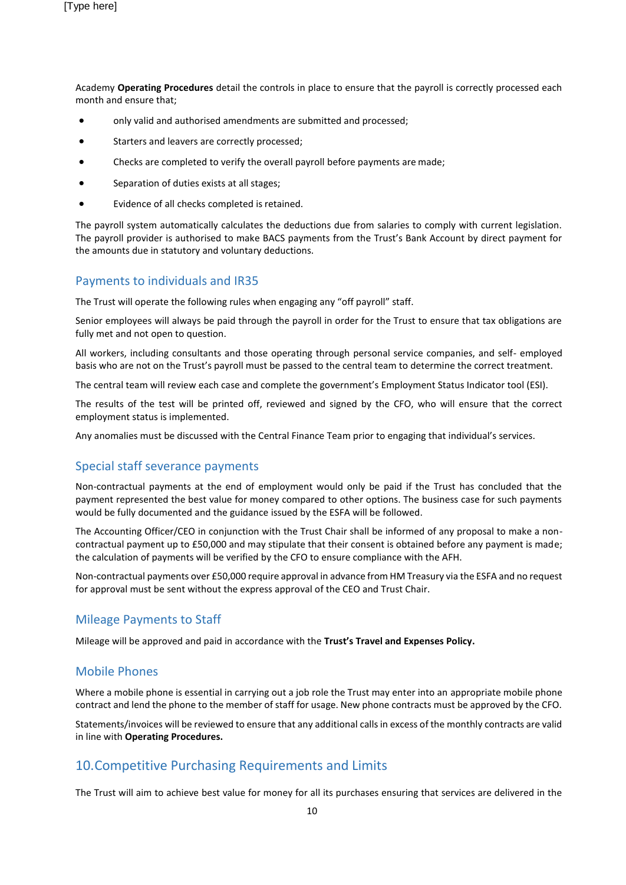Academy **Operating Procedures** detail the controls in place to ensure that the payroll is correctly processed each month and ensure that;

- only valid and authorised amendments are submitted and processed;
- Starters and leavers are correctly processed;
- Checks are completed to verify the overall payroll before payments are made;
- Separation of duties exists at all stages;
- Evidence of all checks completed is retained.

The payroll system automatically calculates the deductions due from salaries to comply with current legislation. The payroll provider is authorised to make BACS payments from the Trust's Bank Account by direct payment for the amounts due in statutory and voluntary deductions.

## Payments to individuals and IR35

The Trust will operate the following rules when engaging any "off payroll" staff.

Senior employees will always be paid through the payroll in order for the Trust to ensure that tax obligations are fully met and not open to question.

All workers, including consultants and those operating through personal service companies, and self- employed basis who are not on the Trust's payroll must be passed to the central team to determine the correct treatment.

The central team will review each case and complete the government's Employment Status Indicator tool (ESI).

The results of the test will be printed off, reviewed and signed by the CFO, who will ensure that the correct employment status is implemented.

Any anomalies must be discussed with the Central Finance Team prior to engaging that individual's services.

## Special staff severance payments

Non-contractual payments at the end of employment would only be paid if the Trust has concluded that the payment represented the best value for money compared to other options. The business case for such payments would be fully documented and the guidance issued by the ESFA will be followed.

The Accounting Officer/CEO in conjunction with the Trust Chair shall be informed of any proposal to make a non-contractual payment up to £50,000 and may stipulate that their consent is obtained before any payment is made; the calculation of payments will be verified by the CFO to ensure compliance with the AFH.

Non-contractual payments over £50,000 require approval in advance from HM Treasury via the ESFA and no request for approval must be sent without the express approval of the CEO and Trust Chair.

## Mileage Payments to Staff

Mileage will be approved and paid in accordance with the **Trust's Travel and Expenses Policy.**

## Mobile Phones

Where a mobile phone is essential in carrying out a job role the Trust may enter into an appropriate mobile phone contract and lend the phone to the member of staff for usage. New phone contracts must be approved by the CFO.

Statements/invoices will be reviewed to ensure that any additional calls in excess of the monthly contracts are valid in line with **Operating Procedures.**

# 10.Competitive Purchasing Requirements and Limits

The Trust will aim to achieve best value for money for all its purchases ensuring that services are delivered in the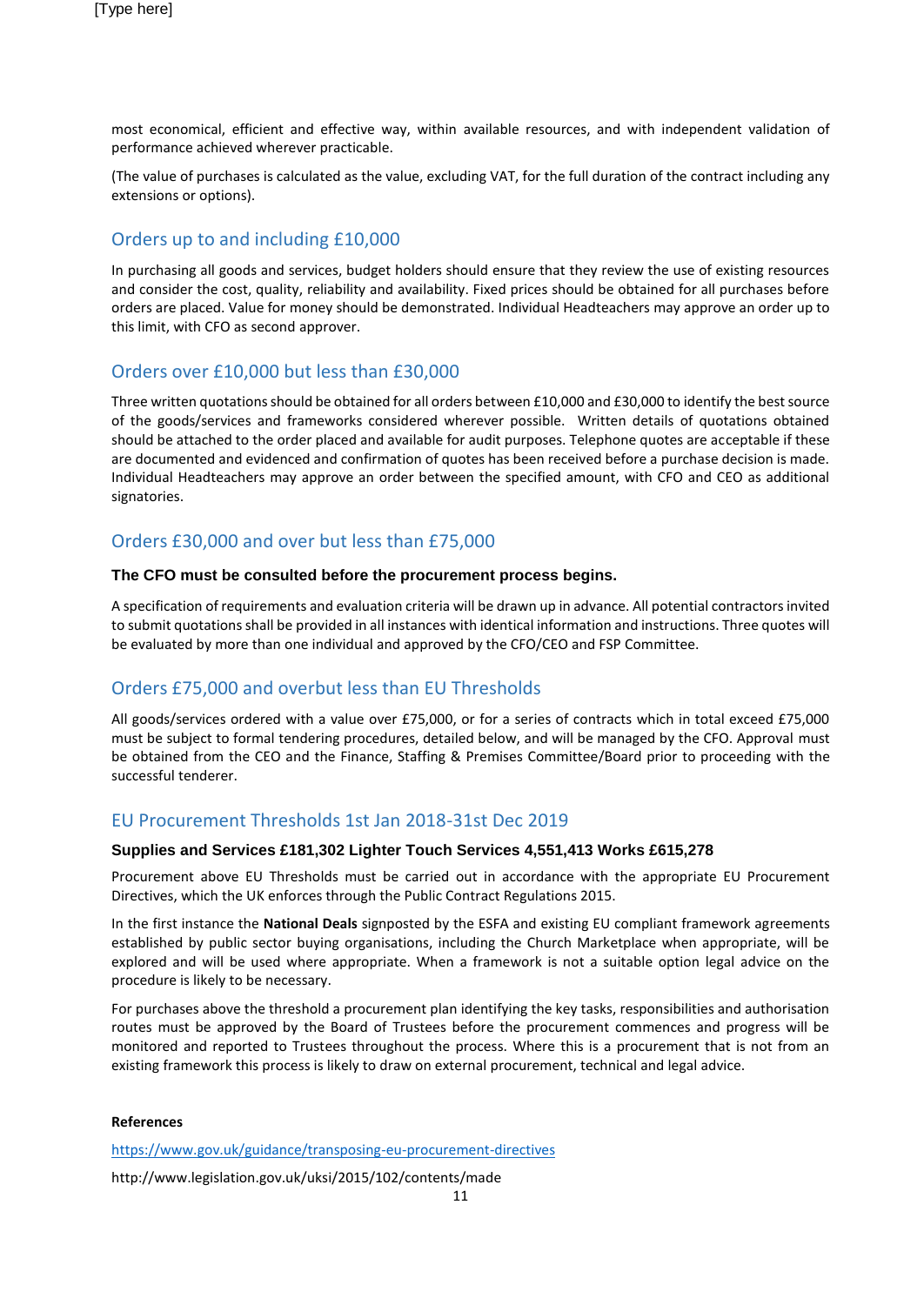most economical, efficient and effective way, within available resources, and with independent validation of performance achieved wherever practicable.

(The value of purchases is calculated as the value, excluding VAT, for the full duration of the contract including any extensions or options).

## Orders up to and including £10,000

In purchasing all goods and services, budget holders should ensure that they review the use of existing resources and consider the cost, quality, reliability and availability. Fixed prices should be obtained for all purchases before orders are placed. Value for money should be demonstrated. Individual Headteachers may approve an order up to this limit, with CFO as second approver.

## Orders over £10,000 but less than £30,000

Three written quotations should be obtained for all orders between £10,000 and £30,000 to identify the best source of the goods/services and frameworks considered wherever possible. Written details of quotations obtained should be attached to the order placed and available for audit purposes. Telephone quotes are acceptable if these are documented and evidenced and confirmation of quotes has been received before a purchase decision is made. Individual Headteachers may approve an order between the specified amount, with CFO and CEO as additional signatories.

## Orders £30,000 and over but less than £75,000

**The CFO must be consulted before the procurement process begins.**

A specification of requirements and evaluation criteria will be drawn up in advance. All potential contractors invited to submit quotations shall be provided in all instances with identical information and instructions. Three quotes will be evaluated by more than one individual and approved by the CFO/CEO and FSP Committee.

## Orders £75,000 and overbut less than EU Thresholds

All goods/services ordered with a value over £75,000, or for a series of contracts which in total exceed £75,000 must be subject to formal tendering procedures, detailed below, and will be managed by the CFO. Approval must be obtained from the CEO and the Finance, Staffing & Premises Committee/Board prior to proceeding with the successful tenderer.

## EU Procurement Thresholds 1st Jan 2018-31st Dec 2019

**Supplies and Services £181,302 Lighter Touch Services 4,551,413 Works £615,278**

Procurement above EU Thresholds must be carried out in accordance with the appropriate EU Procurement Directives, which the UK enforces through the Public Contract Regulations 2015.

In the first instance the **National Deals** signposted by the ESFA and existing EU compliant framework agreements established by public sector buying organisations, including the Church Marketplace when appropriate, will be explored and will be used where appropriate. When a framework is not a suitable option legal advice on the procedure is likely to be necessary.

For purchases above the threshold a procurement plan identifying the key tasks, responsibilities and authorisation routes must be approved by the Board of Trustees before the procurement commences and progress will be monitored and reported to Trustees throughout the process. Where this is a procurement that is not from an existing framework this process is likely to draw on external procurement, technical and legal advice.

**References**

https://www.gov.uk/guidance/transposing-eu-procurement-directives

http://www.legislation.gov.uk/uksi/2015/102/contents/made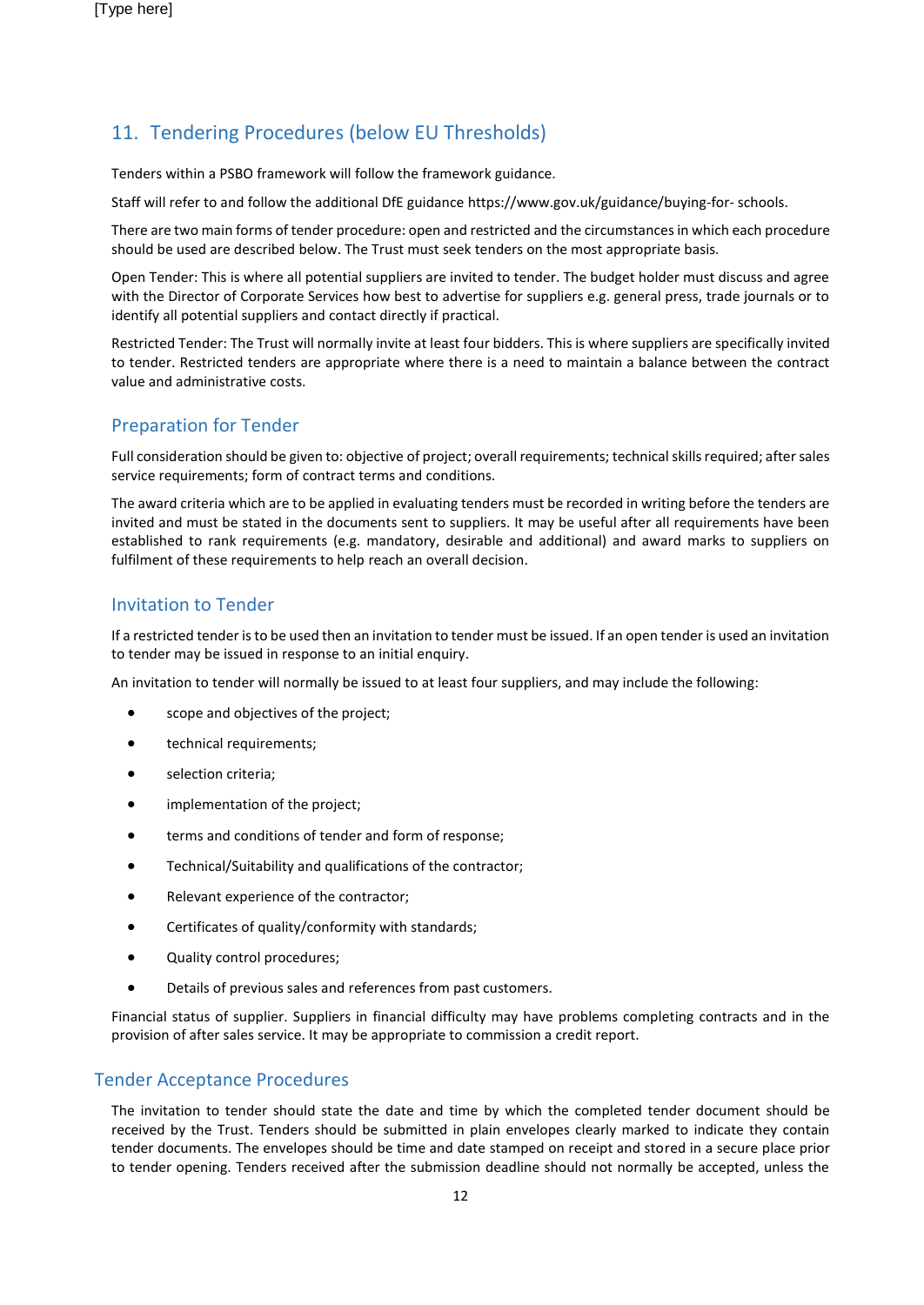## 11. Tendering Procedures (below EU Thresholds)

Tenders within a PSBO framework will follow the framework guidance.

Staff will refer to and follow the additional DfE guidance https://www.gov.uk/guidance/buying-for- schools.

There are two main forms of tender procedure: open and restricted and the circumstances in which each procedure should be used are described below. The Trust must seek tenders on the most appropriate basis.

Open Tender: This is where all potential suppliers are invited to tender. The budget holder must discuss and agree with the Director of Corporate Services how best to advertise for suppliers e.g. general press, trade journals or to identify all potential suppliers and contact directly if practical.

Restricted Tender: The Trust will normally invite at least four bidders. This is where suppliers are specifically invited to tender. Restricted tenders are appropriate where there is a need to maintain a balance between the contract value and administrative costs.

### Preparation for Tender

Full consideration should be given to: objective of project; overall requirements; technical skills required; after sales service requirements; form of contract terms and conditions.

The award criteria which are to be applied in evaluating tenders must be recorded in writing before the tenders are invited and must be stated in the documents sent to suppliers. It may be useful after all requirements have been established to rank requirements (e.g. mandatory, desirable and additional) and award marks to suppliers on fulfilment of these requirements to help reach an overall decision.

### Invitation to Tender

If a restricted tender is to be used then an invitation to tender must be issued. If an open tender is used an invitation to tender may be issued in response to an initial enquiry.

An invitation to tender will normally be issued to at least four suppliers, and may include the following:

- scope and objectives of the project;
- technical requirements;
- selection criteria;
- implementation of the project;
- terms and conditions of tender and form of response;
- Technical/Suitability and qualifications of the contractor;
- Relevant experience of the contractor;
- Certificates of quality/conformity with standards;
- Quality control procedures;
- Details of previous sales and references from past customers.

Financial status of supplier. Suppliers in financial difficulty may have problems completing contracts and in the provision of after sales service. It may be appropriate to commission a credit report.

### Tender Acceptance Procedures

The invitation to tender should state the date and time by which the completed tender document should be received by the Trust. Tenders should be submitted in plain envelopes clearly marked to indicate they contain tender documents. The envelopes should be time and date stamped on receipt and stored in a secure place prior to tender opening. Tenders received after the submission deadline should not normally be accepted, unless the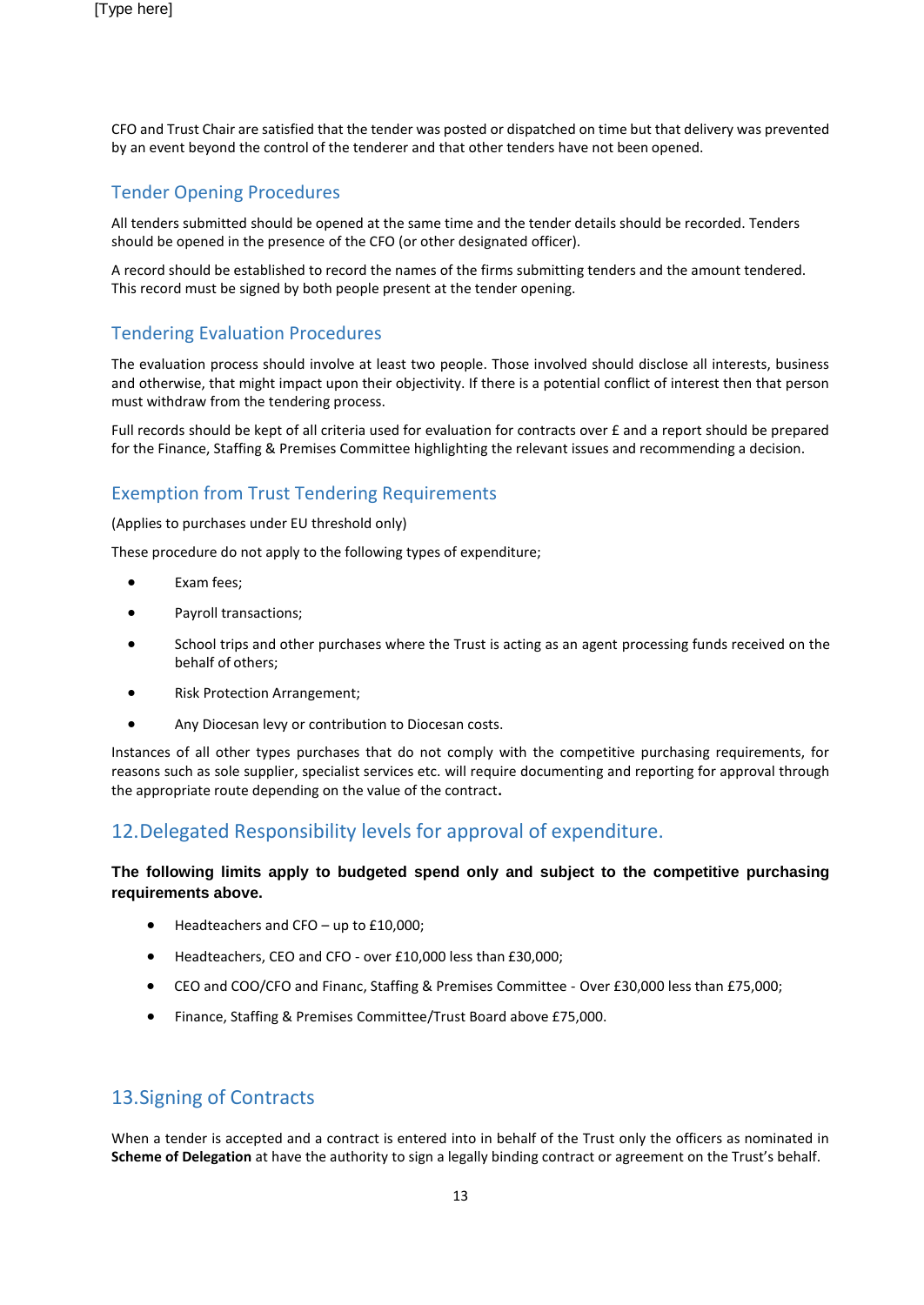CFO and Trust Chair are satisfied that the tender was posted or dispatched on time but that delivery was prevented by an event beyond the control of the tenderer and that other tenders have not been opened.

### Tender Opening Procedures

All tenders submitted should be opened at the same time and the tender details should be recorded. Tenders should be opened in the presence of the CFO (or other designated officer).

A record should be established to record the names of the firms submitting tenders and the amount tendered. This record must be signed by both people present at the tender opening.

### Tendering Evaluation Procedures

The evaluation process should involve at least two people. Those involved should disclose all interests, business and otherwise, that might impact upon their objectivity. If there is a potential conflict of interest then that person must withdraw from the tendering process.

Full records should be kept of all criteria used for evaluation for contracts over £ and a report should be prepared for the Finance, Staffing & Premises Committee highlighting the relevant issues and recommending a decision.

### Exemption from Trust Tendering Requirements

(Applies to purchases under EU threshold only)

These procedure do not apply to the following types of expenditure;

- Exam fees;
- Payroll transactions;
- School trips and other purchases where the Trust is acting as an agent processing funds received on the behalf of others;
- Risk Protection Arrangement;
- Any Diocesan levy or contribution to Diocesan costs.

Instances of all other types purchases that do not comply with the competitive purchasing requirements, for reasons such as sole supplier, specialist services etc. will require documenting and reporting for approval through the appropriate route depending on the value of the contract**.**

## 12.Delegated Responsibility levels for approval of expenditure.

**The following limits apply to budgeted spend only and subject to the competitive purchasing requirements above.**

- Headteachers and CFO – up to £10,000;
- Headteachers, CEO and CFO - over £10,000 less than £30,000;
- CEO and COO/CFO and Financ, Staffing & Premises Committee - Over £30,000 less than £75,000;
- Finance, Staffing & Premises Committee/Trust Board above £75,000.

## 13.Signing of Contracts

When a tender is accepted and a contract is entered into in behalf of the Trust only the officers as nominated in **Scheme of Delegation** at have the authority to sign a legally binding contract or agreement on the Trust's behalf.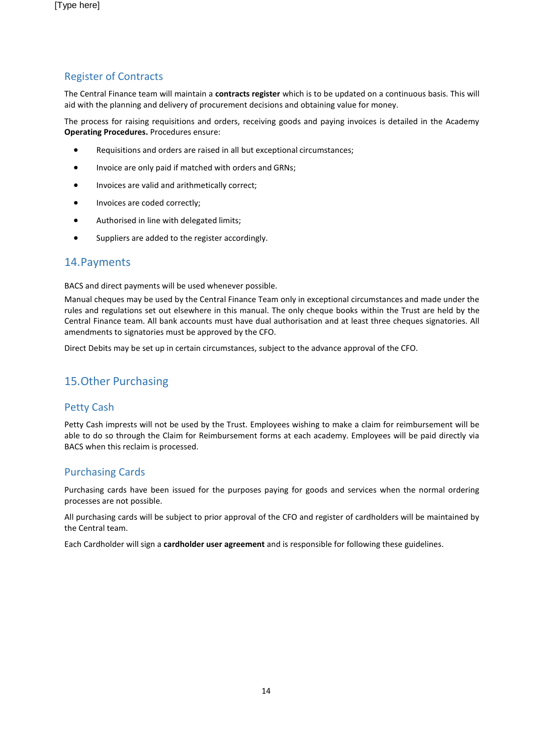## Register of Contracts

The Central Finance team will maintain a **contracts register** which is to be updated on a continuous basis. This will aid with the planning and delivery of procurement decisions and obtaining value for money.

The process for raising requisitions and orders, receiving goods and paying invoices is detailed in the Academy **Operating Procedures.** Procedures ensure:

- Requisitions and orders are raised in all but exceptional circumstances;
- Invoice are only paid if matched with orders and GRNs;
- Invoices are valid and arithmetically correct;
- Invoices are coded correctly;
- Authorised in line with delegated limits;
- Suppliers are added to the register accordingly.

# 14.Payments

BACS and direct payments will be used whenever possible.

Manual cheques may be used by the Central Finance Team only in exceptional circumstances and made under the rules and regulations set out elsewhere in this manual. The only cheque books within the Trust are held by the Central Finance team. All bank accounts must have dual authorisation and at least three cheques signatories. All amendments to signatories must be approved by the CFO.

Direct Debits may be set up in certain circumstances, subject to the advance approval of the CFO.

# 15.Other Purchasing

## Petty Cash

Petty Cash imprests will not be used by the Trust. Employees wishing to make a claim for reimbursement will be able to do so through the Claim for Reimbursement forms at each academy. Employees will be paid directly via BACS when this reclaim is processed.

## Purchasing Cards

Purchasing cards have been issued for the purposes paying for goods and services when the normal ordering processes are not possible.

All purchasing cards will be subject to prior approval of the CFO and register of cardholders will be maintained by the Central team.

Each Cardholder will sign a **cardholder user agreement** and is responsible for following these guidelines.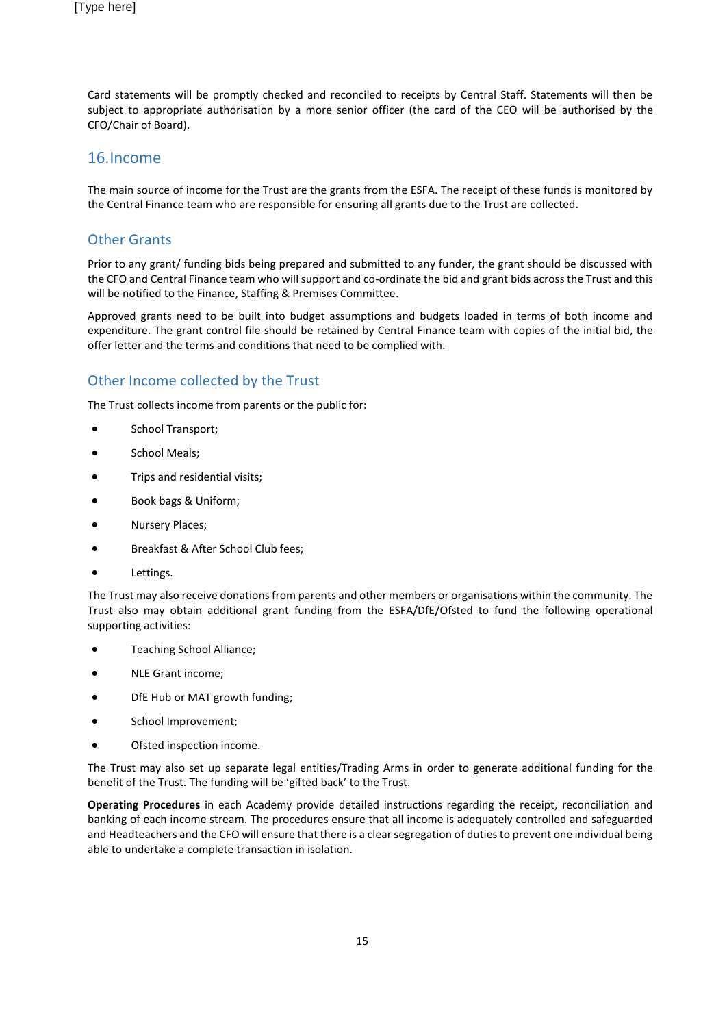Card statements will be promptly checked and reconciled to receipts by Central Staff. Statements will then be subject to appropriate authorisation by a more senior officer (the card of the CEO will be authorised by the CFO/Chair of Board).

## 16. Income

The main source of income for the Trust are the grants from the ESFA. The receipt of these funds is monitored by the Central Finance team who are responsible for ensuring all grants due to the Trust are collected.

### Other Grants

Prior to any grant/ funding bids being prepared and submitted to any funder, the grant should be discussed with the CFO and Central Finance team who will support and co-ordinate the bid and grant bids across the Trust and this will be notified to the Finance, Staffing & Premises Committee.

Approved grants need to be built into budget assumptions and budgets loaded in terms of both income and expenditure. The grant control file should be retained by Central Finance team with copies of the initial bid, the offer letter and the terms and conditions that need to be complied with.

### Other Income collected by the Trust

The Trust collects income from parents or the public for:

- School Transport;
- School Meals;
- Trips and residential visits;
- Book bags & Uniform;
- Nursery Places;
- Breakfast & After School Club fees;
- Lettings.

The Trust may also receive donations from parents and other members or organisations within the community. The Trust also may obtain additional grant funding from the ESFA/DfE/Ofsted to fund the following operational supporting activities:

- Teaching School Alliance;
- NLE Grant income;
- DfE Hub or MAT growth funding;
- School Improvement;
- Ofsted inspection income.

The Trust may also set up separate legal entities/Trading Arms in order to generate additional funding for the benefit of the Trust. The funding will be 'gifted back' to the Trust.

**Operating Procedures** in each Academy provide detailed instructions regarding the receipt, reconciliation and banking of each income stream. The procedures ensure that all income is adequately controlled and safeguarded and Headteachers and the CFO will ensure that there is a clear segregation of duties to prevent one individual being able to undertake a complete transaction in isolation.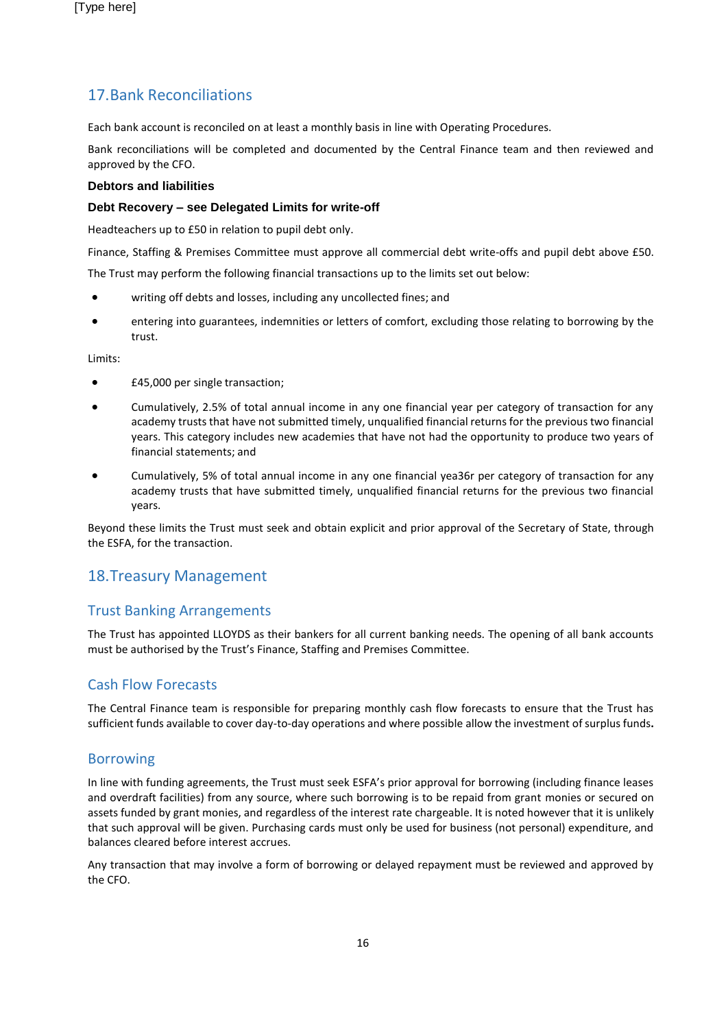## 17. Bank Reconciliations

Each bank account is reconciled on at least a monthly basis in line with Operating Procedures.

Bank reconciliations will be completed and documented by the Central Finance team and then reviewed and approved by the CFO.

**Debtors and liabilities**

**Debt Recovery – see Delegated Limits for write-off**

Headteachers up to £50 in relation to pupil debt only.

Finance, Staffing & Premises Committee must approve all commercial debt write-offs and pupil debt above £50.

The Trust may perform the following financial transactions up to the limits set out below:

- writing off debts and losses, including any uncollected fines; and
- entering into guarantees, indemnities or letters of comfort, excluding those relating to borrowing by the trust.

Limits:

- £45,000 per single transaction;
- Cumulatively, 2.5% of total annual income in any one financial year per category of transaction for any academy trusts that have not submitted timely, unqualified financial returns for the previous two financial years. This category includes new academies that have not had the opportunity to produce two years of financial statements; and
- Cumulatively, 5% of total annual income in any one financial yea36r per category of transaction for any academy trusts that have submitted timely, unqualified financial returns for the previous two financial years.

Beyond these limits the Trust must seek and obtain explicit and prior approval of the Secretary of State, through the ESFA, for the transaction.

## 18. Treasury Management

### Trust Banking Arrangements

The Trust has appointed LLOYDS as their bankers for all current banking needs. The opening of all bank accounts must be authorised by the Trust's Finance, Staffing and Premises Committee.

### Cash Flow Forecasts

The Central Finance team is responsible for preparing monthly cash flow forecasts to ensure that the Trust has sufficient funds available to cover day-to-day operations and where possible allow the investment of surplus funds**.**

### Borrowing

In line with funding agreements, the Trust must seek ESFA's prior approval for borrowing (including finance leases and overdraft facilities) from any source, where such borrowing is to be repaid from grant monies or secured on assets funded by grant monies, and regardless of the interest rate chargeable. It is noted however that it is unlikely that such approval will be given. Purchasing cards must only be used for business (not personal) expenditure, and balances cleared before interest accrues.

Any transaction that may involve a form of borrowing or delayed repayment must be reviewed and approved by the CFO.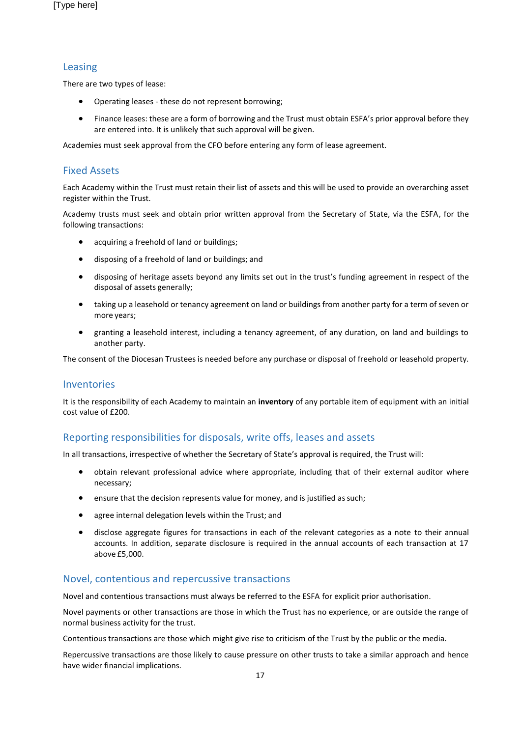## Leasing

There are two types of lease:

- Operating leases - these do not represent borrowing;
- Finance leases: these are a form of borrowing and the Trust must obtain ESFA's prior approval before they are entered into. It is unlikely that such approval will be given.

Academies must seek approval from the CFO before entering any form of lease agreement.

## Fixed Assets

Each Academy within the Trust must retain their list of assets and this will be used to provide an overarching asset register within the Trust.

Academy trusts must seek and obtain prior written approval from the Secretary of State, via the ESFA, for the following transactions:

- acquiring a freehold of land or buildings;
- disposing of a freehold of land or buildings; and
- disposing of heritage assets beyond any limits set out in the trust's funding agreement in respect of the disposal of assets generally;
- taking up a leasehold or tenancy agreement on land or buildings from another party for a term of seven or more years;
- granting a leasehold interest, including a tenancy agreement, of any duration, on land and buildings to another party.

The consent of the Diocesan Trustees is needed before any purchase or disposal of freehold or leasehold property.

## Inventories

It is the responsibility of each Academy to maintain an **inventory** of any portable item of equipment with an initial cost value of £200.

## Reporting responsibilities for disposals, write offs, leases and assets

In all transactions, irrespective of whether the Secretary of State's approval is required, the Trust will:

- obtain relevant professional advice where appropriate, including that of their external auditor where necessary;
- ensure that the decision represents value for money, and is justified as such;
- agree internal delegation levels within the Trust; and
- disclose aggregate figures for transactions in each of the relevant categories as a note to their annual accounts. In addition, separate disclosure is required in the annual accounts of each transaction at 17 above £5,000.

## Novel, contentious and repercussive transactions

Novel and contentious transactions must always be referred to the ESFA for explicit prior authorisation.

Novel payments or other transactions are those in which the Trust has no experience, or are outside the range of normal business activity for the trust.

Contentious transactions are those which might give rise to criticism of the Trust by the public or the media.

Repercussive transactions are those likely to cause pressure on other trusts to take a similar approach and hence have wider financial implications.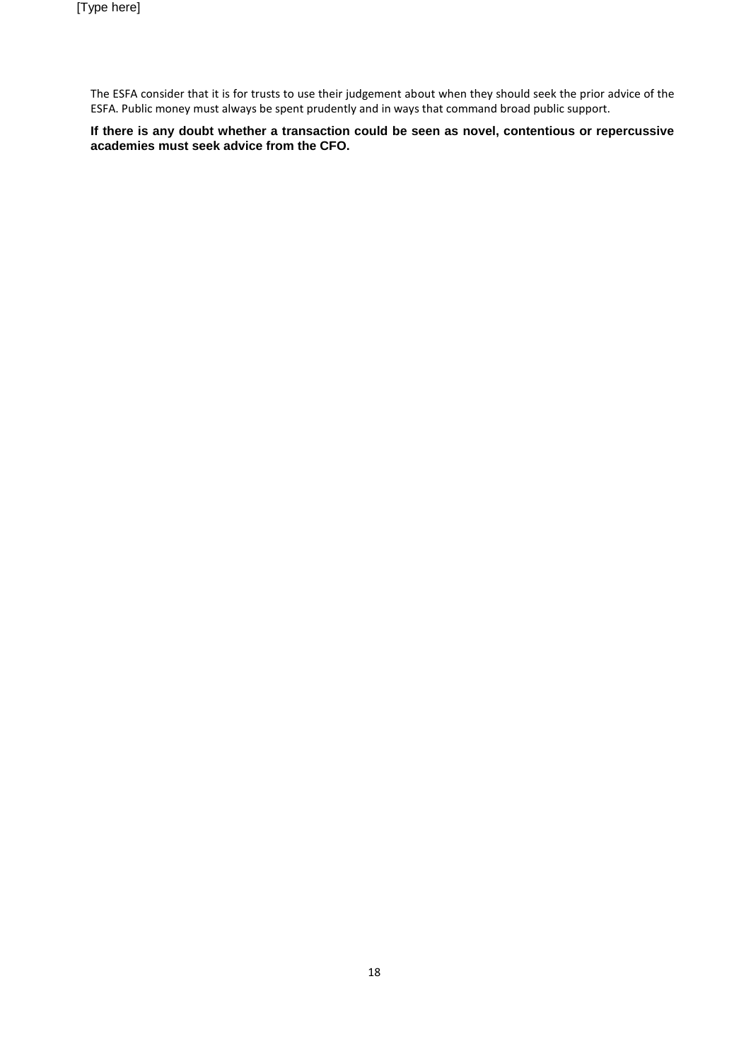The ESFA consider that it is for trusts to use their judgement about when they should seek the prior advice of the ESFA. Public money must always be spent prudently and in ways that command broad public support.

**If there is any doubt whether a transaction could be seen as novel, contentious or repercussive academies must seek advice from the CFO.**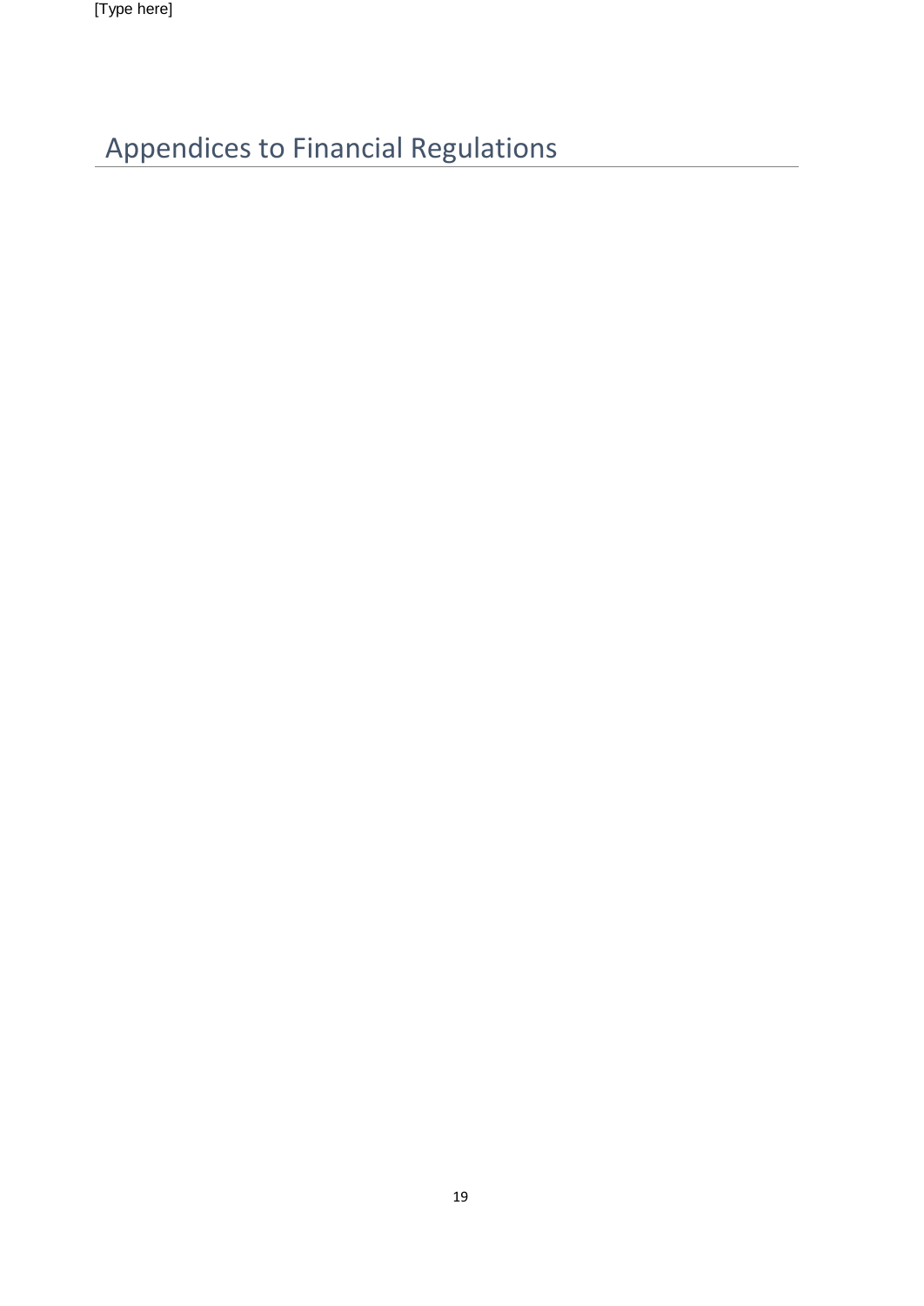# Appendices to Financial Regulations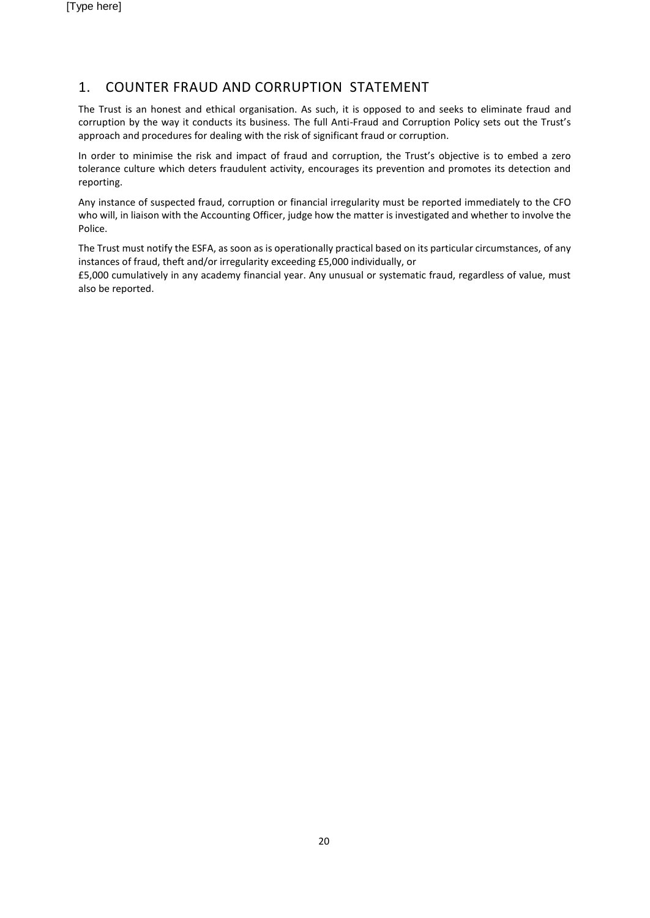## 1. COUNTER FRAUD AND CORRUPTION STATEMENT

The Trust is an honest and ethical organisation. As such, it is opposed to and seeks to eliminate fraud and corruption by the way it conducts its business. The full Anti-Fraud and Corruption Policy sets out the Trust's approach and procedures for dealing with the risk of significant fraud or corruption.

In order to minimise the risk and impact of fraud and corruption, the Trust's objective is to embed a zero tolerance culture which deters fraudulent activity, encourages its prevention and promotes its detection and reporting.

Any instance of suspected fraud, corruption or financial irregularity must be reported immediately to the CFO who will, in liaison with the Accounting Officer, judge how the matter is investigated and whether to involve the Police.

The Trust must notify the ESFA, as soon as is operationally practical based on its particular circumstances, of any instances of fraud, theft and/or irregularity exceeding £5,000 individually, or

£5,000 cumulatively in any academy financial year. Any unusual or systematic fraud, regardless of value, must also be reported.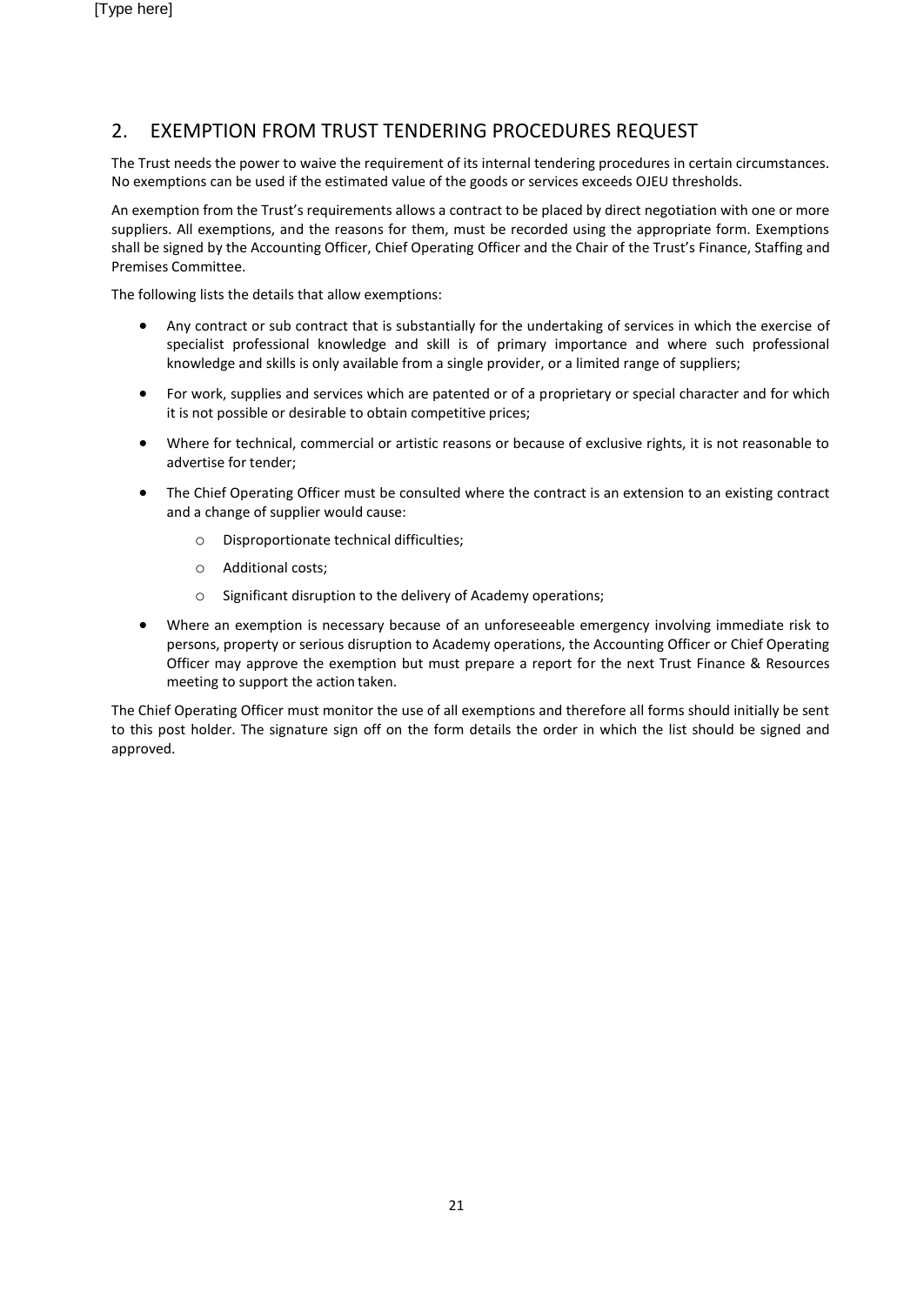## 2. EXEMPTION FROM TRUST TENDERING PROCEDURES REQUEST

The Trust needs the power to waive the requirement of its internal tendering procedures in certain circumstances. No exemptions can be used if the estimated value of the goods or services exceeds OJEU thresholds.

An exemption from the Trust's requirements allows a contract to be placed by direct negotiation with one or more suppliers. All exemptions, and the reasons for them, must be recorded using the appropriate form. Exemptions shall be signed by the Accounting Officer, Chief Operating Officer and the Chair of the Trust's Finance, Staffing and Premises Committee.

The following lists the details that allow exemptions:

- Any contract or sub contract that is substantially for the undertaking of services in which the exercise of specialist professional knowledge and skill is of primary importance and where such professional knowledge and skills is only available from a single provider, or a limited range of suppliers;
- For work, supplies and services which are patented or of a proprietary or special character and for which it is not possible or desirable to obtain competitive prices;
- Where for technical, commercial or artistic reasons or because of exclusive rights, it is not reasonable to advertise for tender;
- The Chief Operating Officer must be consulted where the contract is an extension to an existing contract and a change of supplier would cause:
  - Disproportionate technical difficulties;
  - Additional costs;
  - Significant disruption to the delivery of Academy operations;
- Where an exemption is necessary because of an unforeseeable emergency involving immediate risk to persons, property or serious disruption to Academy operations, the Accounting Officer or Chief Operating Officer may approve the exemption but must prepare a report for the next Trust Finance & Resources meeting to support the action taken.

The Chief Operating Officer must monitor the use of all exemptions and therefore all forms should initially be sent to this post holder. The signature sign off on the form details the order in which the list should be signed and approved.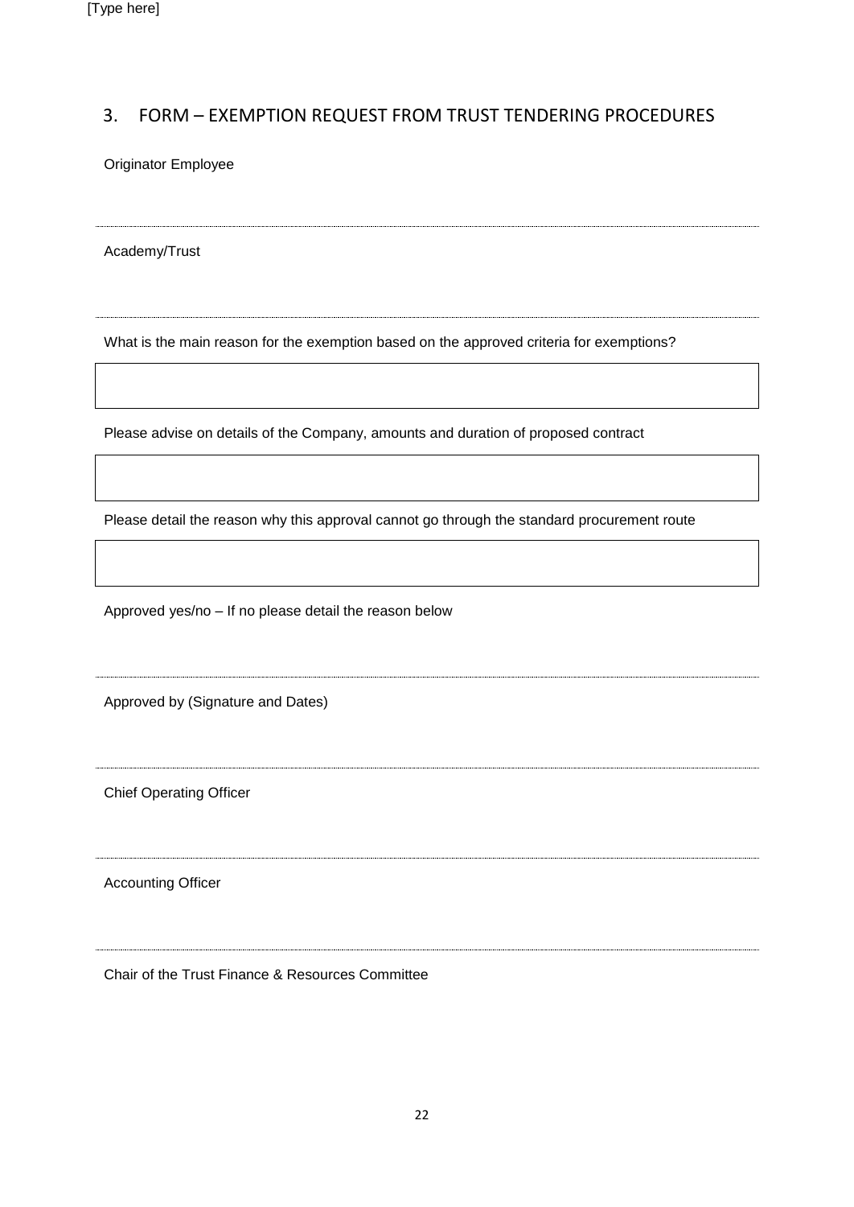## 3. FORM – EXEMPTION REQUEST FROM TRUST TENDERING PROCEDURES

Originator Employee

---

Academy/Trust

---

What is the main reason for the exemption based on the approved criteria for exemptions?

| |
|---|
| |

Please advise on details of the Company, amounts and duration of proposed contract

| |
|---|
| |

Please detail the reason why this approval cannot go through the standard procurement route

| |
|---|
| |

Approved yes/no – If no please detail the reason below

---

Approved by (Signature and Dates)

---

Chief Operating Officer

---

Accounting Officer

---

Chair of the Trust Finance & Resources Committee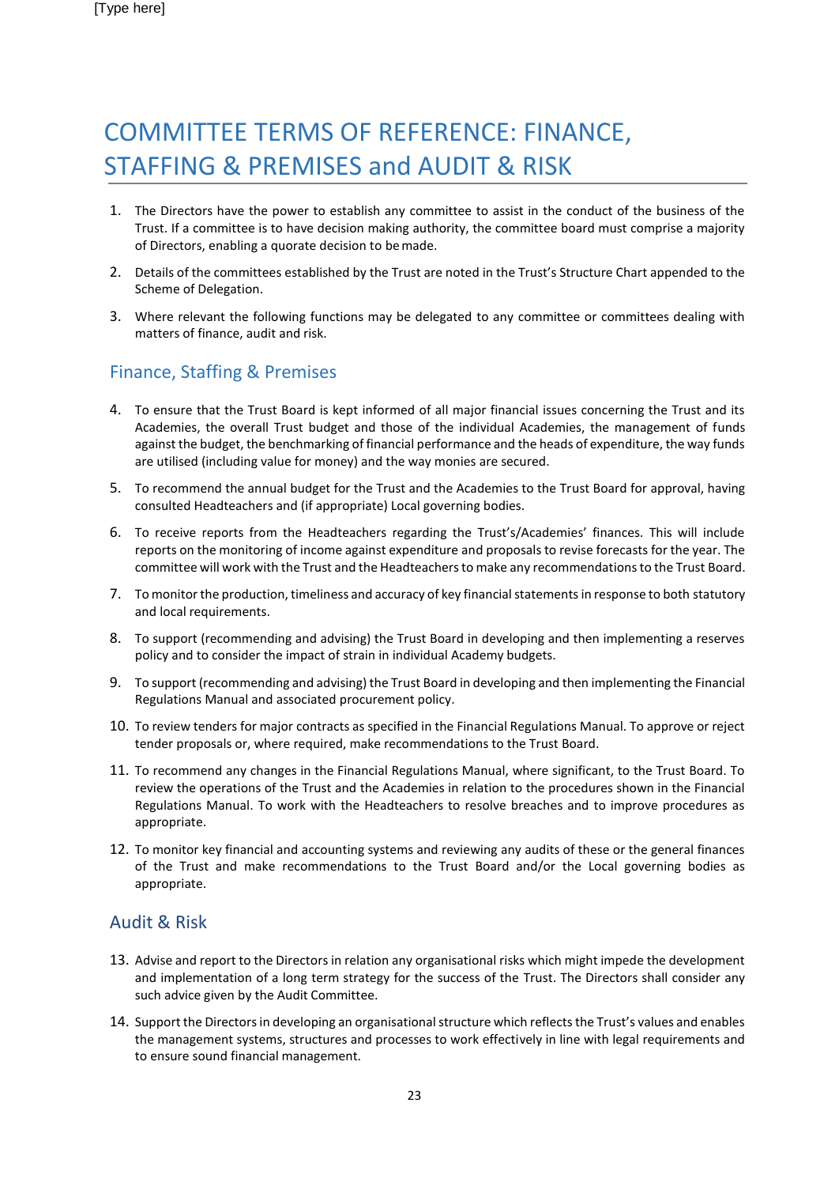# COMMITTEE TERMS OF REFERENCE: FINANCE, STAFFING & PREMISES and AUDIT & RISK

1. The Directors have the power to establish any committee to assist in the conduct of the business of the Trust. If a committee is to have decision making authority, the committee board must comprise a majority of Directors, enabling a quorate decision to be made.
2. Details of the committees established by the Trust are noted in the Trust's Structure Chart appended to the Scheme of Delegation.
3. Where relevant the following functions may be delegated to any committee or committees dealing with matters of finance, audit and risk.

## Finance, Staffing & Premises

4. To ensure that the Trust Board is kept informed of all major financial issues concerning the Trust and its Academies, the overall Trust budget and those of the individual Academies, the management of funds against the budget, the benchmarking of financial performance and the heads of expenditure, the way funds are utilised (including value for money) and the way monies are secured.
5. To recommend the annual budget for the Trust and the Academies to the Trust Board for approval, having consulted Headteachers and (if appropriate) Local governing bodies.
6. To receive reports from the Headteachers regarding the Trust's/Academies' finances. This will include reports on the monitoring of income against expenditure and proposals to revise forecasts for the year. The committee will work with the Trust and the Headteachers to make any recommendations to the Trust Board.
7. To monitor the production, timeliness and accuracy of key financial statements in response to both statutory and local requirements.
8. To support (recommending and advising) the Trust Board in developing and then implementing a reserves policy and to consider the impact of strain in individual Academy budgets.
9. To support (recommending and advising) the Trust Board in developing and then implementing the Financial Regulations Manual and associated procurement policy.
10. To review tenders for major contracts as specified in the Financial Regulations Manual. To approve or reject tender proposals or, where required, make recommendations to the Trust Board.
11. To recommend any changes in the Financial Regulations Manual, where significant, to the Trust Board. To review the operations of the Trust and the Academies in relation to the procedures shown in the Financial Regulations Manual. To work with the Headteachers to resolve breaches and to improve procedures as appropriate.
12. To monitor key financial and accounting systems and reviewing any audits of these or the general finances of the Trust and make recommendations to the Trust Board and/or the Local governing bodies as appropriate.

## Audit & Risk

13. Advise and report to the Directors in relation any organisational risks which might impede the development and implementation of a long term strategy for the success of the Trust. The Directors shall consider any such advice given by the Audit Committee.
14. Support the Directors in developing an organisational structure which reflects the Trust's values and enables the management systems, structures and processes to work effectively in line with legal requirements and to ensure sound financial management.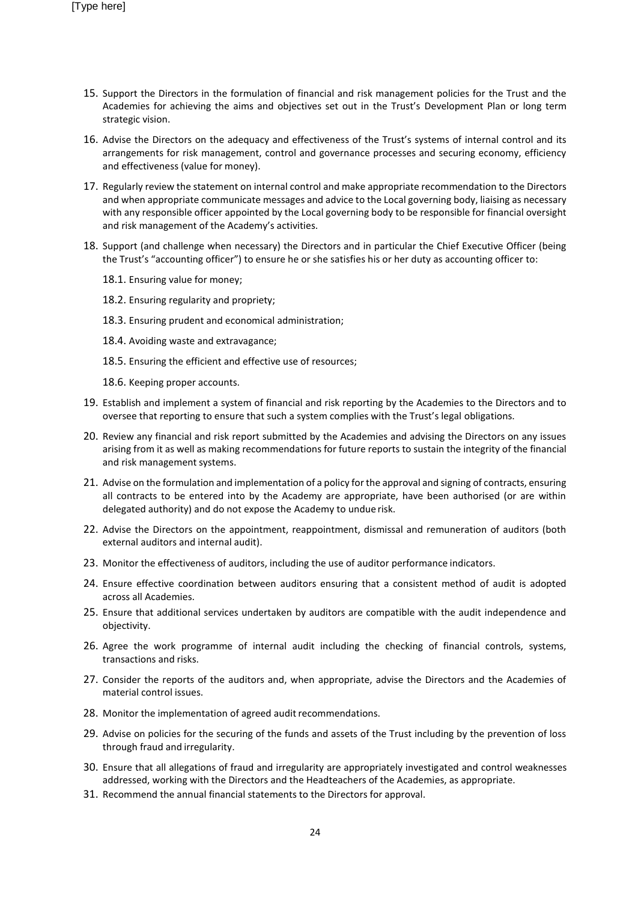15. Support the Directors in the formulation of financial and risk management policies for the Trust and the Academies for achieving the aims and objectives set out in the Trust's Development Plan or long term strategic vision.
16. Advise the Directors on the adequacy and effectiveness of the Trust's systems of internal control and its arrangements for risk management, control and governance processes and securing economy, efficiency and effectiveness (value for money).
17. Regularly review the statement on internal control and make appropriate recommendation to the Directors and when appropriate communicate messages and advice to the Local governing body, liaising as necessary with any responsible officer appointed by the Local governing body to be responsible for financial oversight and risk management of the Academy's activities.
18. Support (and challenge when necessary) the Directors and in particular the Chief Executive Officer (being the Trust's "accounting officer") to ensure he or she satisfies his or her duty as accounting officer to:
    18.1. Ensuring value for money;
    18.2. Ensuring regularity and propriety;
    18.3. Ensuring prudent and economical administration;
    18.4. Avoiding waste and extravagance;
    18.5. Ensuring the efficient and effective use of resources;
    18.6. Keeping proper accounts.
19. Establish and implement a system of financial and risk reporting by the Academies to the Directors and to oversee that reporting to ensure that such a system complies with the Trust's legal obligations.
20. Review any financial and risk report submitted by the Academies and advising the Directors on any issues arising from it as well as making recommendations for future reports to sustain the integrity of the financial and risk management systems.
21. Advise on the formulation and implementation of a policy for the approval and signing of contracts, ensuring all contracts to be entered into by the Academy are appropriate, have been authorised (or are within delegated authority) and do not expose the Academy to undue risk.
22. Advise the Directors on the appointment, reappointment, dismissal and remuneration of auditors (both external auditors and internal audit).
23. Monitor the effectiveness of auditors, including the use of auditor performance indicators.
24. Ensure effective coordination between auditors ensuring that a consistent method of audit is adopted across all Academies.
25. Ensure that additional services undertaken by auditors are compatible with the audit independence and objectivity.
26. Agree the work programme of internal audit including the checking of financial controls, systems, transactions and risks.
27. Consider the reports of the auditors and, when appropriate, advise the Directors and the Academies of material control issues.
28. Monitor the implementation of agreed audit recommendations.
29. Advise on policies for the securing of the funds and assets of the Trust including by the prevention of loss through fraud and irregularity.
30. Ensure that all allegations of fraud and irregularity are appropriately investigated and control weaknesses addressed, working with the Directors and the Headteachers of the Academies, as appropriate.
31. Recommend the annual financial statements to the Directors for approval.